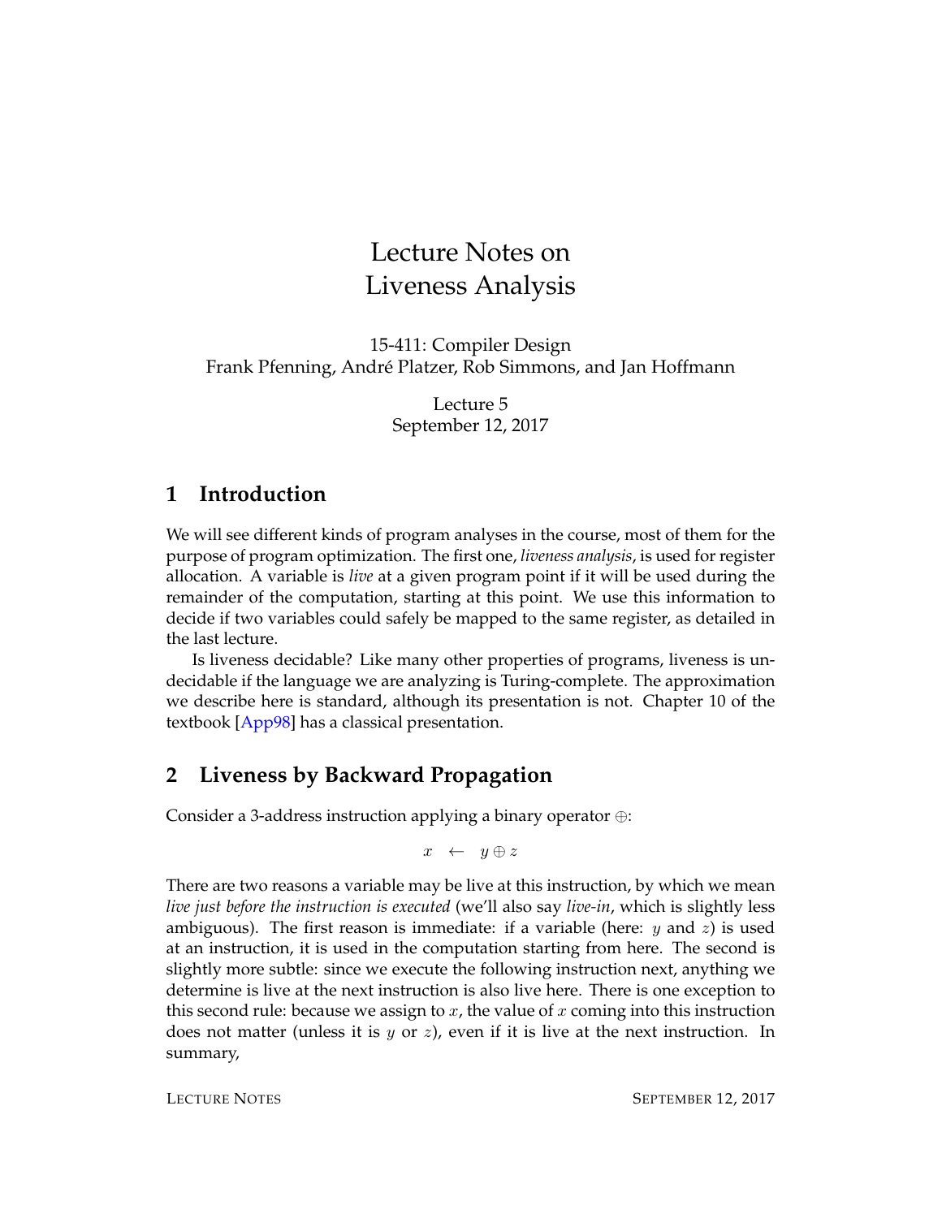# Lecture Notes on Liveness Analysis

15-411: Compiler Design
Frank Pfenning, André Platzer, Rob Simmons, and Jan Hoffmann

Lecture 5
September 12, 2017

## 1 Introduction

We will see different kinds of program analyses in the course, most of them for the purpose of program optimization. The first one, *liveness analysis*, is used for register allocation. A variable is *live* at a given program point if it will be used during the remainder of the computation, starting at this point. We use this information to decide if two variables could safely be mapped to the same register, as detailed in the last lecture.

Is liveness decidable? Like many other properties of programs, liveness is undecidable if the language we are analyzing is Turing-complete. The approximation we describe here is standard, although its presentation is not. Chapter 10 of the textbook [App98] has a classical presentation.

## 2 Liveness by Backward Propagation

Consider a 3-address instruction applying a binary operator $\oplus$:

$$x \leftarrow y \oplus z$$

There are two reasons a variable may be live at this instruction, by which we mean *live just before the instruction is executed* (we'll also say *live-in*, which is slightly less ambiguous). The first reason is immediate: if a variable (here: $y$ and $z$) is used at an instruction, it is used in the computation starting from here. The second is slightly more subtle: since we execute the following instruction next, anything we determine is live at the next instruction is also live here. There is one exception to this second rule: because we assign to $x$, the value of $x$ coming into this instruction does not matter (unless it is $y$ or $z$), even if it is live at the next instruction. In summary,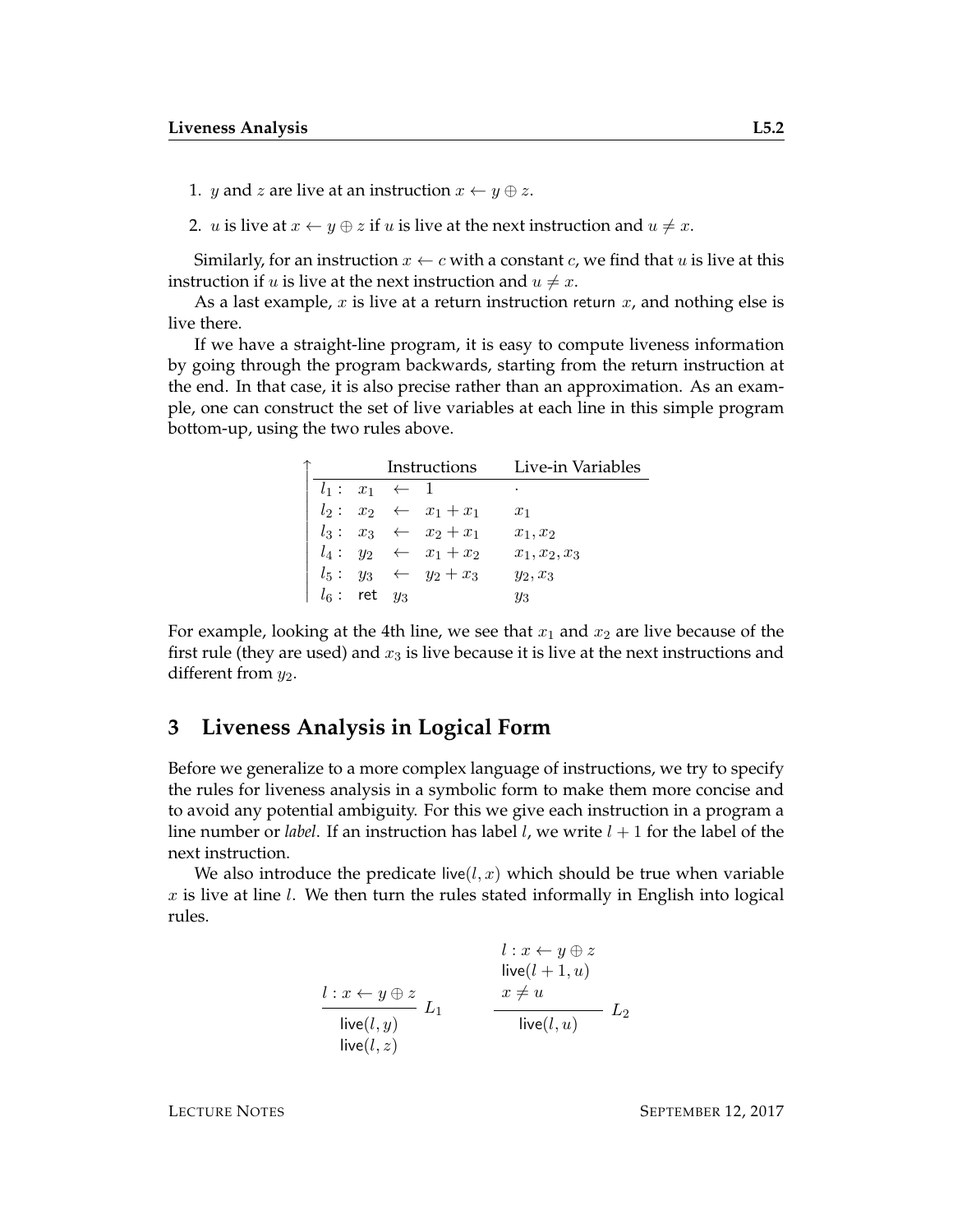1. $y$ and $z$ are live at an instruction $x \leftarrow y \oplus z$.

2. $u$ is live at $x \leftarrow y \oplus z$ if $u$ is live at the next instruction and $u \neq x$.

Similarly, for an instruction $x \leftarrow c$ with a constant $c$, we find that $u$ is live at this instruction if $u$ is live at the next instruction and $u \neq x$.

As a last example, $x$ is live at a return instruction return $x$, and nothing else is live there.

If we have a straight-line program, it is easy to compute liveness information by going through the program backwards, starting from the return instruction at the end. In that case, it is also precise rather than an approximation. As an example, one can construct the set of live variables at each line in this simple program bottom-up, using the two rules above.

| Instructions | Live-in Variables |
|---|---|
| $l_1: \; x_1 \leftarrow 1$ | $\cdot$ |
| $l_2: \; x_2 \leftarrow x_1 + x_1$ | $x_1$ |
| $l_3: \; x_3 \leftarrow x_2 + x_1$ | $x_1, x_2$ |
| $l_4: \; y_2 \leftarrow x_1 + x_2$ | $x_1, x_2, x_3$ |
| $l_5: \; y_3 \leftarrow y_2 + x_3$ | $y_2, x_3$ |
| $l_6: \; \mathsf{ret} \; y_3$ | $y_3$ |

For example, looking at the 4th line, we see that $x_1$ and $x_2$ are live because of the first rule (they are used) and $x_3$ is live because it is live at the next instructions and different from $y_2$.

## 3 Liveness Analysis in Logical Form

Before we generalize to a more complex language of instructions, we try to specify the rules for liveness analysis in a symbolic form to make them more concise and to avoid any potential ambiguity. For this we give each instruction in a program a line number or *label*. If an instruction has label $l$, we write $l + 1$ for the label of the next instruction.

We also introduce the predicate $\mathsf{live}(l, x)$ which should be true when variable $x$ is live at line $l$. We then turn the rules stated informally in English into logical rules.

$$\frac{l : x \leftarrow y \oplus z}{\begin{array}{c}\mathsf{live}(l, y) \\ \mathsf{live}(l, z)\end{array}} \; L_1 \qquad\qquad \frac{\begin{array}{c} l : x \leftarrow y \oplus z \\ \mathsf{live}(l+1, u) \\ x \neq u \end{array}}{\mathsf{live}(l, u)} \; L_2$$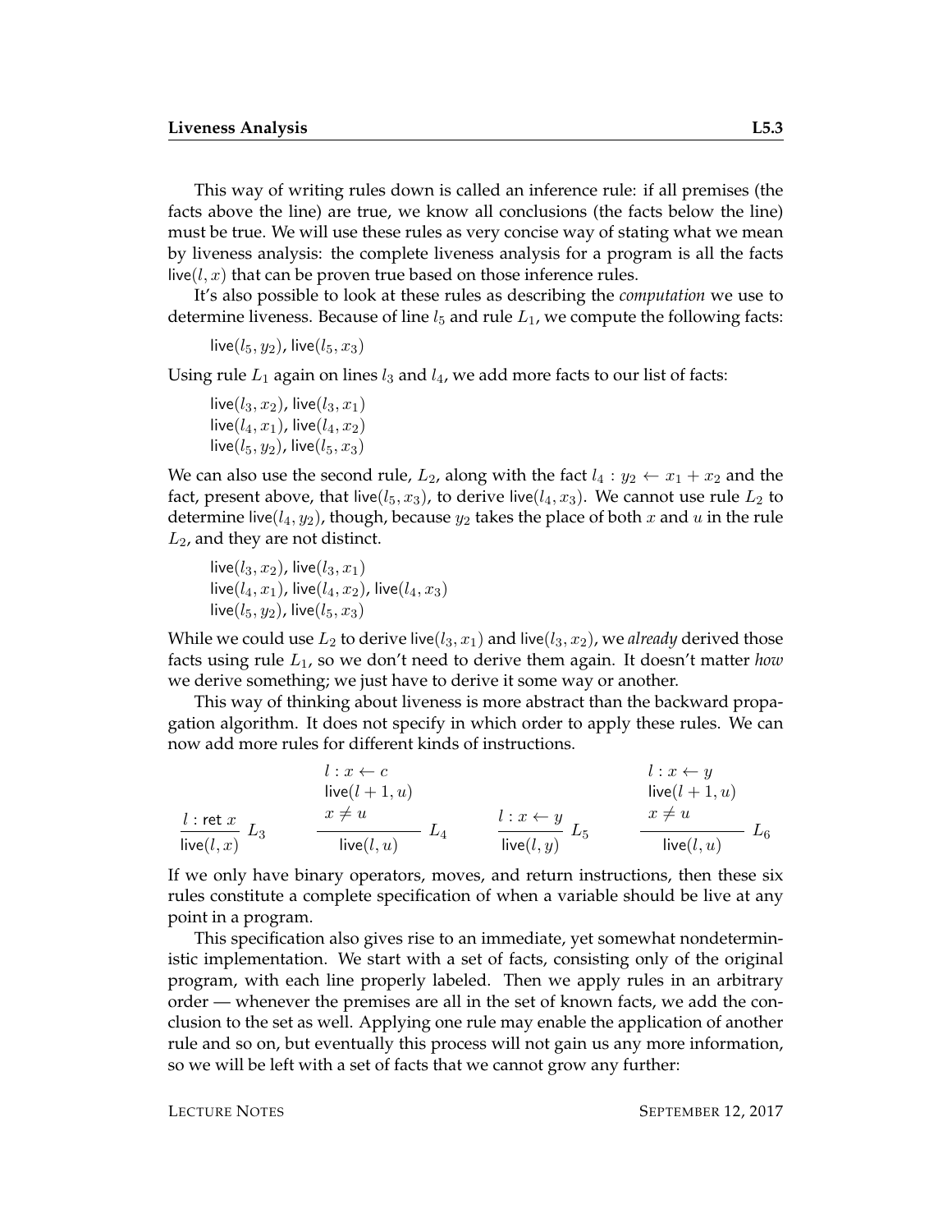This way of writing rules down is called an inference rule: if all premises (the facts above the line) are true, we know all conclusions (the facts below the line) must be true. We will use these rules as very concise way of stating what we mean by liveness analysis: the complete liveness analysis for a program is all the facts $\mathsf{live}(l, x)$ that can be proven true based on those inference rules.

It's also possible to look at these rules as describing the *computation* we use to determine liveness. Because of line $l_5$ and rule $L_1$, we compute the following facts:

> $\mathsf{live}(l_5, y_2)$, $\mathsf{live}(l_5, x_3)$

Using rule $L_1$ again on lines $l_3$ and $l_4$, we add more facts to our list of facts:

> $\mathsf{live}(l_3, x_2)$, $\mathsf{live}(l_3, x_1)$
> $\mathsf{live}(l_4, x_1)$, $\mathsf{live}(l_4, x_2)$
> $\mathsf{live}(l_5, y_2)$, $\mathsf{live}(l_5, x_3)$

We can also use the second rule, $L_2$, along with the fact $l_4 : y_2 \leftarrow x_1 + x_2$ and the fact, present above, that $\mathsf{live}(l_5, x_3)$, to derive $\mathsf{live}(l_4, x_3)$. We cannot use rule $L_2$ to determine $\mathsf{live}(l_4, y_2)$, though, because $y_2$ takes the place of both $x$ and $u$ in the rule $L_2$, and they are not distinct.

> $\mathsf{live}(l_3, x_2)$, $\mathsf{live}(l_3, x_1)$
> $\mathsf{live}(l_4, x_1)$, $\mathsf{live}(l_4, x_2)$, $\mathsf{live}(l_4, x_3)$
> $\mathsf{live}(l_5, y_2)$, $\mathsf{live}(l_5, x_3)$

While we could use $L_2$ to derive $\mathsf{live}(l_3, x_1)$ and $\mathsf{live}(l_3, x_2)$, we *already* derived those facts using rule $L_1$, so we don't need to derive them again. It doesn't matter *how* we derive something; we just have to derive it some way or another.

This way of thinking about liveness is more abstract than the backward propagation algorithm. It does not specify in which order to apply these rules. We can now add more rules for different kinds of instructions.

$$
\frac{l : \mathsf{ret}\ x}{\mathsf{live}(l, x)}\ L_3
\qquad
\frac{\begin{array}{c} l : x \leftarrow c \\ \mathsf{live}(l+1, u) \\ x \neq u \end{array}}{\mathsf{live}(l, u)}\ L_4
\qquad
\frac{l : x \leftarrow y}{\mathsf{live}(l, y)}\ L_5
\qquad
\frac{\begin{array}{c} l : x \leftarrow y \\ \mathsf{live}(l+1, u) \\ x \neq u \end{array}}{\mathsf{live}(l, u)}\ L_6
$$

If we only have binary operators, moves, and return instructions, then these six rules constitute a complete specification of when a variable should be live at any point in a program.

This specification also gives rise to an immediate, yet somewhat nondeterministic implementation. We start with a set of facts, consisting only of the original program, with each line properly labeled. Then we apply rules in an arbitrary order — whenever the premises are all in the set of known facts, we add the conclusion to the set as well. Applying one rule may enable the application of another rule and so on, but eventually this process will not gain us any more information, so we will be left with a set of facts that we cannot grow any further: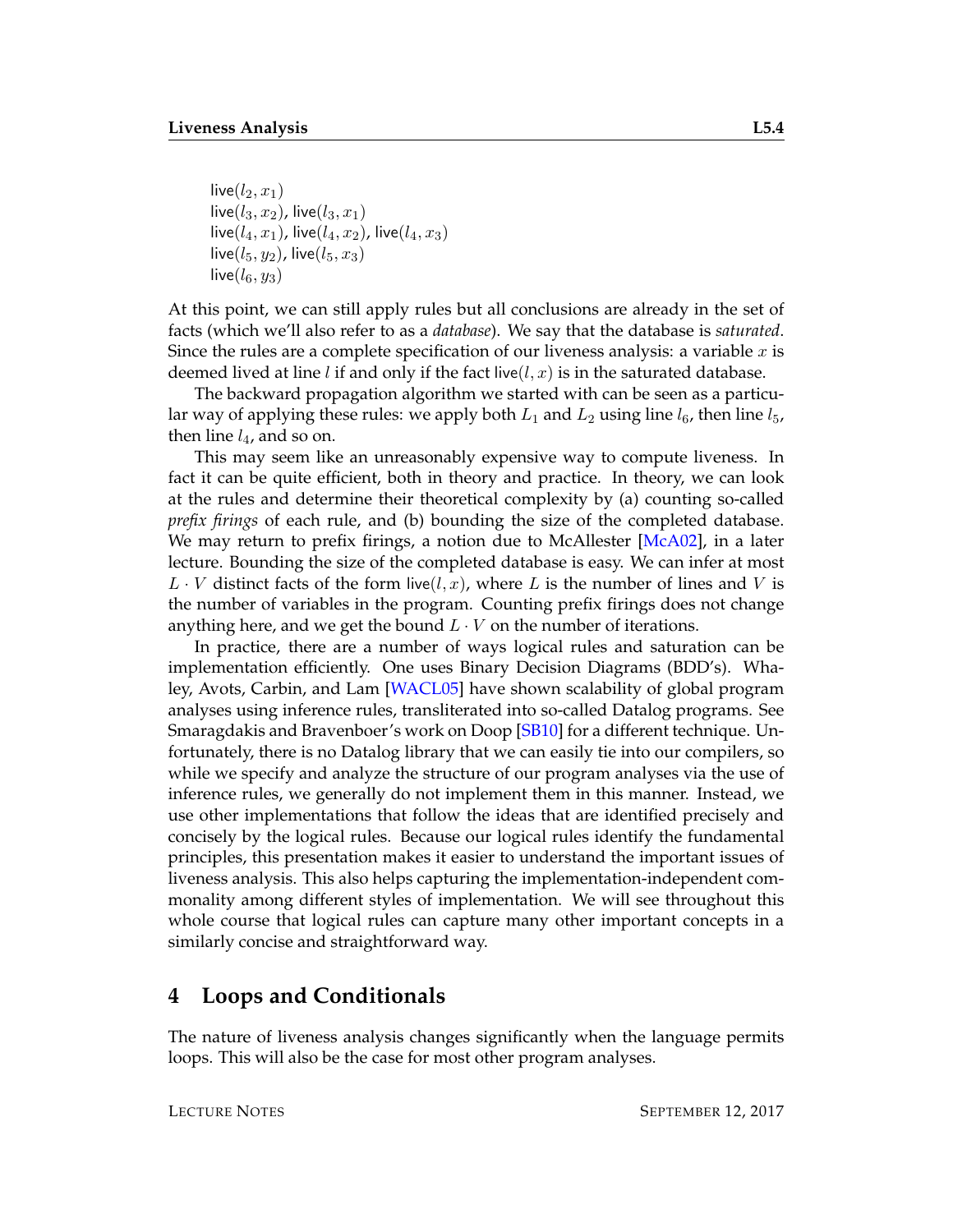live($l_2, x_1$)
live($l_3, x_2$), live($l_3, x_1$)
live($l_4, x_1$), live($l_4, x_2$), live($l_4, x_3$)
live($l_5, y_2$), live($l_5, x_3$)
live($l_6, y_3$)

At this point, we can still apply rules but all conclusions are already in the set of facts (which we'll also refer to as a *database*). We say that the database is *saturated*. Since the rules are a complete specification of our liveness analysis: a variable $x$ is deemed lived at line $l$ if and only if the fact live($l, x$) is in the saturated database.

The backward propagation algorithm we started with can be seen as a particular way of applying these rules: we apply both $L_1$ and $L_2$ using line $l_6$, then line $l_5$, then line $l_4$, and so on.

This may seem like an unreasonably expensive way to compute liveness. In fact it can be quite efficient, both in theory and practice. In theory, we can look at the rules and determine their theoretical complexity by (a) counting so-called *prefix firings* of each rule, and (b) bounding the size of the completed database. We may return to prefix firings, a notion due to McAllester [McA02], in a later lecture. Bounding the size of the completed database is easy. We can infer at most $L \cdot V$ distinct facts of the form live($l, x$), where $L$ is the number of lines and $V$ is the number of variables in the program. Counting prefix firings does not change anything here, and we get the bound $L \cdot V$ on the number of iterations.

In practice, there are a number of ways logical rules and saturation can be implementation efficiently. One uses Binary Decision Diagrams (BDD's). Whaley, Avots, Carbin, and Lam [WACL05] have shown scalability of global program analyses using inference rules, transliterated into so-called Datalog programs. See Smaragdakis and Bravenboer's work on Doop [SB10] for a different technique. Unfortunately, there is no Datalog library that we can easily tie into our compilers, so while we specify and analyze the structure of our program analyses via the use of inference rules, we generally do not implement them in this manner. Instead, we use other implementations that follow the ideas that are identified precisely and concisely by the logical rules. Because our logical rules identify the fundamental principles, this presentation makes it easier to understand the important issues of liveness analysis. This also helps capturing the implementation-independent commonality among different styles of implementation. We will see throughout this whole course that logical rules can capture many other important concepts in a similarly concise and straightforward way.

## 4 Loops and Conditionals

The nature of liveness analysis changes significantly when the language permits loops. This will also be the case for most other program analyses.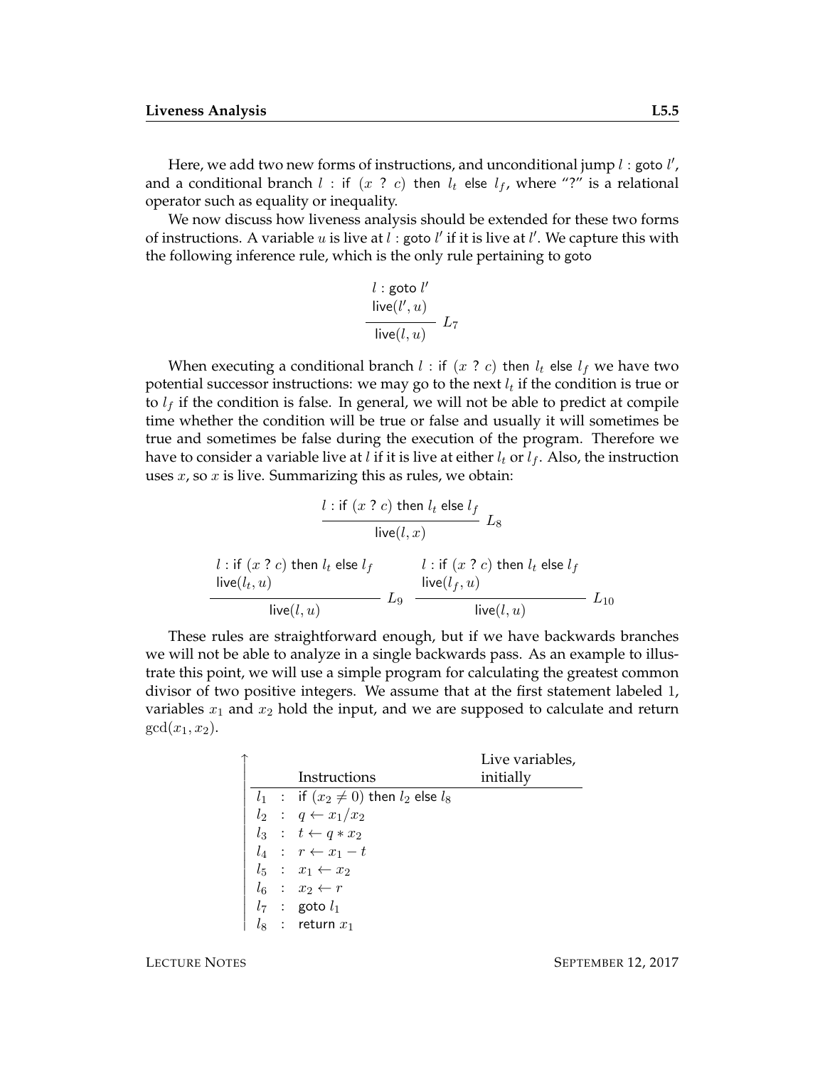Here, we add two new forms of instructions, and unconditional jump $l : \mathsf{goto}\ l'$, and a conditional branch $l : \mathsf{if}\ (x\ ?\ c)\ \mathsf{then}\ l_t\ \mathsf{else}\ l_f$, where "?" is a relational operator such as equality or inequality.

We now discuss how liveness analysis should be extended for these two forms of instructions. A variable $u$ is live at $l : \mathsf{goto}\ l'$ if it is live at $l'$. We capture this with the following inference rule, which is the only rule pertaining to goto

$$\frac{\begin{array}{l} l : \mathsf{goto}\ l' \\ \mathsf{live}(l', u) \end{array}}{\mathsf{live}(l, u)}\ L_7$$

When executing a conditional branch $l : \mathsf{if}\ (x\ ?\ c)\ \mathsf{then}\ l_t\ \mathsf{else}\ l_f$ we have two potential successor instructions: we may go to the next $l_t$ if the condition is true or to $l_f$ if the condition is false. In general, we will not be able to predict at compile time whether the condition will be true or false and usually it will sometimes be true and sometimes be false during the execution of the program. Therefore we have to consider a variable live at $l$ if it is live at either $l_t$ or $l_f$. Also, the instruction uses $x$, so $x$ is live. Summarizing this as rules, we obtain:

$$\frac{l : \mathsf{if}\ (x\ ?\ c)\ \mathsf{then}\ l_t\ \mathsf{else}\ l_f}{\mathsf{live}(l, x)}\ L_8$$

$$\frac{\begin{array}{l} l : \mathsf{if}\ (x\ ?\ c)\ \mathsf{then}\ l_t\ \mathsf{else}\ l_f \\ \mathsf{live}(l_t, u) \end{array}}{\mathsf{live}(l, u)}\ L_9 \qquad \frac{\begin{array}{l} l : \mathsf{if}\ (x\ ?\ c)\ \mathsf{then}\ l_t\ \mathsf{else}\ l_f \\ \mathsf{live}(l_f, u) \end{array}}{\mathsf{live}(l, u)}\ L_{10}$$

These rules are straightforward enough, but if we have backwards branches we will not be able to analyze in a single backwards pass. As an example to illustrate this point, we will use a simple program for calculating the greatest common divisor of two positive integers. We assume that at the first statement labeled 1, variables $x_1$ and $x_2$ hold the input, and we are supposed to calculate and return $\gcd(x_1, x_2)$.

| | | Instructions | Live variables, initially |
|---|---|---|---|
| $l_1$ | : | $\mathsf{if}\ (x_2 \neq 0)\ \mathsf{then}\ l_2\ \mathsf{else}\ l_8$ | |
| $l_2$ | : | $q \leftarrow x_1 / x_2$ | |
| $l_3$ | : | $t \leftarrow q * x_2$ | |
| $l_4$ | : | $r \leftarrow x_1 - t$ | |
| $l_5$ | : | $x_1 \leftarrow x_2$ | |
| $l_6$ | : | $x_2 \leftarrow r$ | |
| $l_7$ | : | $\mathsf{goto}\ l_1$ | |
| $l_8$ | : | $\mathsf{return}\ x_1$ | |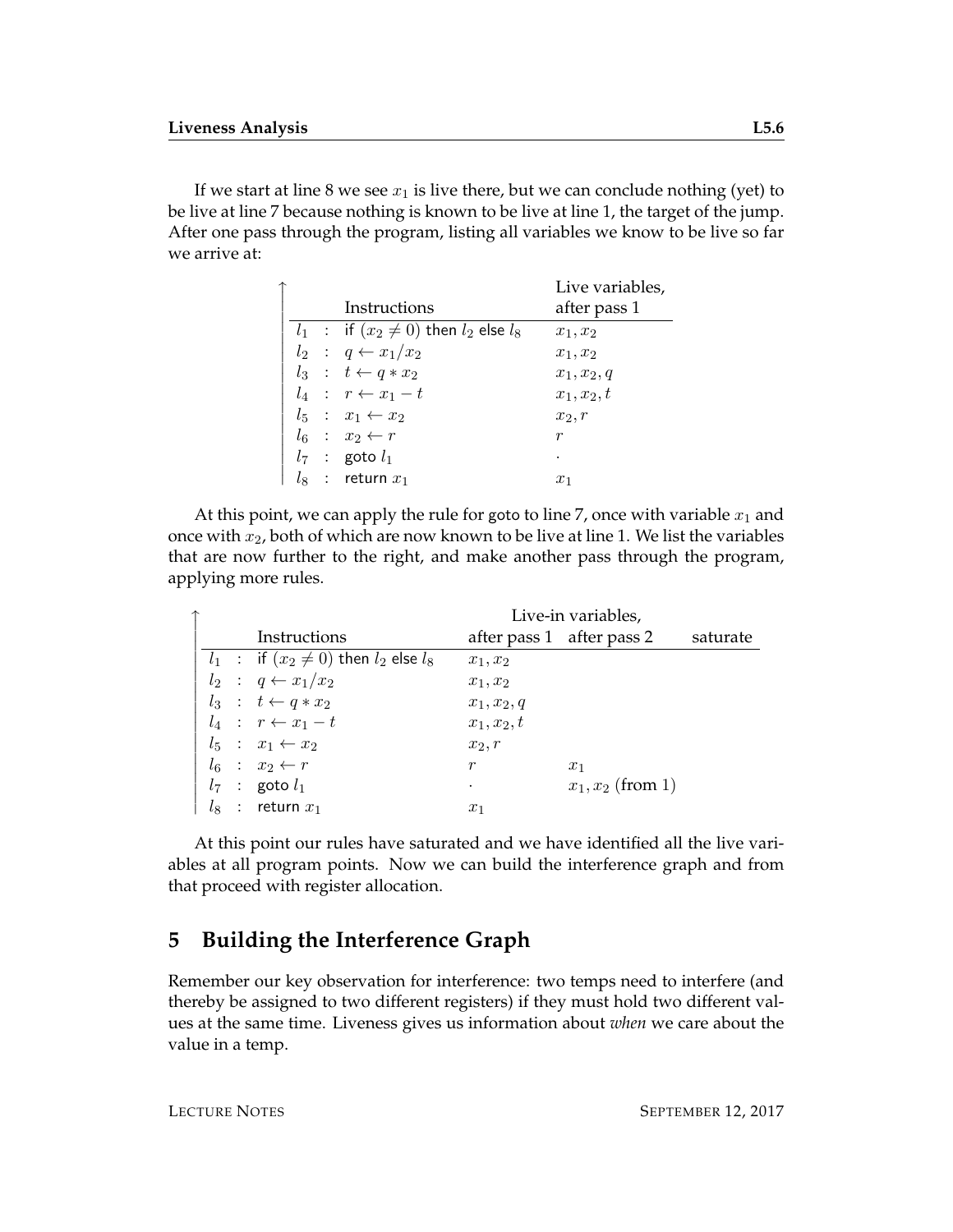If we start at line 8 we see $x_1$ is live there, but we can conclude nothing (yet) to be live at line 7 because nothing is known to be live at line 1, the target of the jump. After one pass through the program, listing all variables we know to be live so far we arrive at:

| | | Instructions | Live variables, after pass 1 |
|---|---|---|---|
| $l_1$ | : | if $(x_2 \neq 0)$ then $l_2$ else $l_8$ | $x_1, x_2$ |
| $l_2$ | : | $q \leftarrow x_1/x_2$ | $x_1, x_2$ |
| $l_3$ | : | $t \leftarrow q * x_2$ | $x_1, x_2, q$ |
| $l_4$ | : | $r \leftarrow x_1 - t$ | $x_1, x_2, t$ |
| $l_5$ | : | $x_1 \leftarrow x_2$ | $x_2, r$ |
| $l_6$ | : | $x_2 \leftarrow r$ | $r$ |
| $l_7$ | : | goto $l_1$ | $\cdot$ |
| $l_8$ | : | return $x_1$ | $x_1$ |

At this point, we can apply the rule for goto to line 7, once with variable $x_1$ and once with $x_2$, both of which are now known to be live at line 1. We list the variables that are now further to the right, and make another pass through the program, applying more rules.

| | | Instructions | Live-in variables, after pass 1 | after pass 2 | saturate |
|---|---|---|---|---|---|
| $l_1$ | : | if $(x_2 \neq 0)$ then $l_2$ else $l_8$ | $x_1, x_2$ | | |
| $l_2$ | : | $q \leftarrow x_1/x_2$ | $x_1, x_2$ | | |
| $l_3$ | : | $t \leftarrow q * x_2$ | $x_1, x_2, q$ | | |
| $l_4$ | : | $r \leftarrow x_1 - t$ | $x_1, x_2, t$ | | |
| $l_5$ | : | $x_1 \leftarrow x_2$ | $x_2, r$ | | |
| $l_6$ | : | $x_2 \leftarrow r$ | $r$ | $x_1$ | |
| $l_7$ | : | goto $l_1$ | $\cdot$ | $x_1, x_2$ (from 1) | |
| $l_8$ | : | return $x_1$ | $x_1$ | | |

At this point our rules have saturated and we have identified all the live variables at all program points. Now we can build the interference graph and from that proceed with register allocation.

## 5 Building the Interference Graph

Remember our key observation for interference: two temps need to interfere (and thereby be assigned to two different registers) if they must hold two different values at the same time. Liveness gives us information about *when* we care about the value in a temp.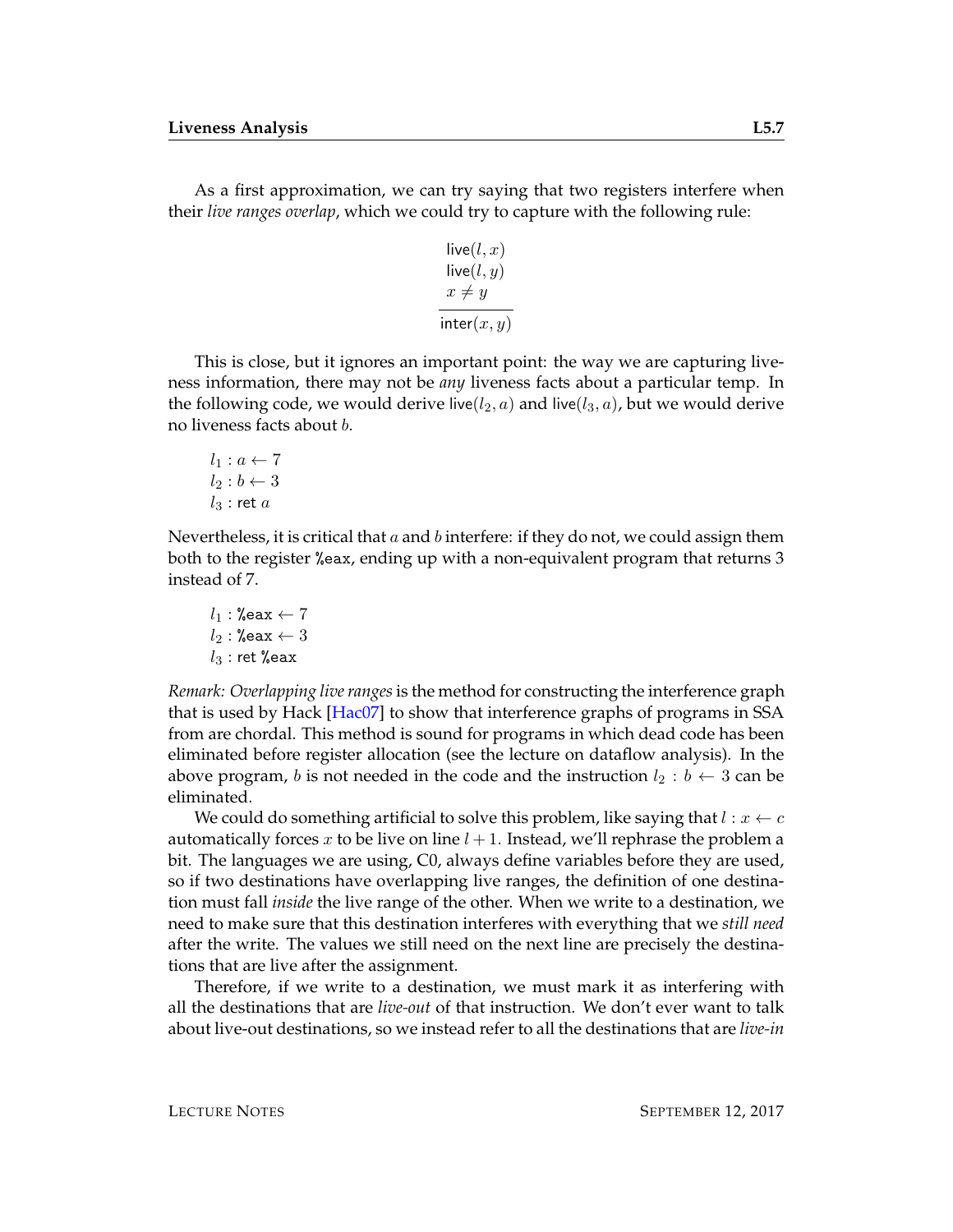As a first approximation, we can try saying that two registers interfere when their *live ranges overlap*, which we could try to capture with the following rule:

$$\frac{\begin{array}{l}\mathsf{live}(l, x)\\ \mathsf{live}(l, y)\\ x \neq y\end{array}}{\mathsf{inter}(x, y)}$$

This is close, but it ignores an important point: the way we are capturing liveness information, there may not be *any* liveness facts about a particular temp. In the following code, we would derive $\mathsf{live}(l_2, a)$ and $\mathsf{live}(l_3, a)$, but we would derive no liveness facts about $b$.

$l_1 : a \leftarrow 7$
$l_2 : b \leftarrow 3$
$l_3 : \mathsf{ret}\ a$

Nevertheless, it is critical that $a$ and $b$ interfere: if they do not, we could assign them both to the register `%eax`, ending up with a non-equivalent program that returns 3 instead of 7.

$l_1 :$ `%eax` $\leftarrow 7$
$l_2 :$ `%eax` $\leftarrow 3$
$l_3 : \mathsf{ret}$ `%eax`

*Remark: Overlapping live ranges* is the method for constructing the interference graph that is used by Hack [Hac07] to show that interference graphs of programs in SSA from are chordal. This method is sound for programs in which dead code has been eliminated before register allocation (see the lecture on dataflow analysis). In the above program, $b$ is not needed in the code and the instruction $l_2 : b \leftarrow 3$ can be eliminated.

We could do something artificial to solve this problem, like saying that $l : x \leftarrow c$ automatically forces $x$ to be live on line $l + 1$. Instead, we'll rephrase the problem a bit. The languages we are using, C0, always define variables before they are used, so if two destinations have overlapping live ranges, the definition of one destination must fall *inside* the live range of the other. When we write to a destination, we need to make sure that this destination interferes with everything that we *still need* after the write. The values we still need on the next line are precisely the destinations that are live after the assignment.

Therefore, if we write to a destination, we must mark it as interfering with all the destinations that are *live-out* of that instruction. We don't ever want to talk about live-out destinations, so we instead refer to all the destinations that are *live-in*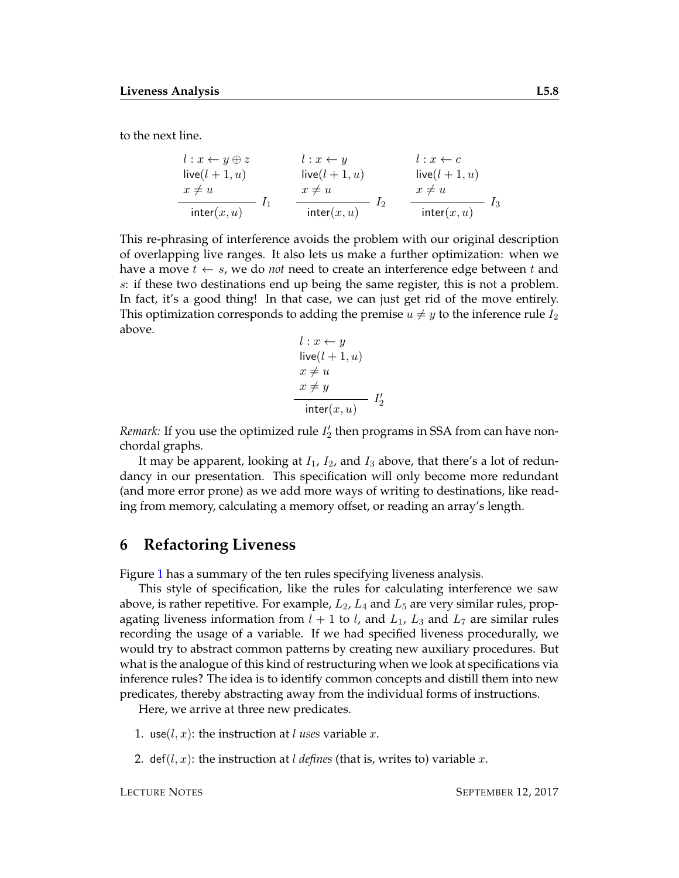to the next line.

$$
\frac{\begin{array}{l} l : x \leftarrow y \oplus z \\ \mathsf{live}(l+1, u) \\ x \neq u \end{array}}{\mathsf{inter}(x, u)} \; I_1
\qquad
\frac{\begin{array}{l} l : x \leftarrow y \\ \mathsf{live}(l+1, u) \\ x \neq u \end{array}}{\mathsf{inter}(x, u)} \; I_2
\qquad
\frac{\begin{array}{l} l : x \leftarrow c \\ \mathsf{live}(l+1, u) \\ x \neq u \end{array}}{\mathsf{inter}(x, u)} \; I_3
$$

This re-phrasing of interference avoids the problem with our original description of overlapping live ranges. It also lets us make a further optimization: when we have a move $t \leftarrow s$, we do *not* need to create an interference edge between $t$ and $s$: if these two destinations end up being the same register, this is not a problem. In fact, it's a good thing! In that case, we can just get rid of the move entirely. This optimization corresponds to adding the premise $u \neq y$ to the inference rule $I_2$ above.

$$
\frac{\begin{array}{l} l : x \leftarrow y \\ \mathsf{live}(l+1, u) \\ x \neq u \\ x \neq y \end{array}}{\mathsf{inter}(x, u)} \; I_2'
$$

*Remark:* If you use the optimized rule $I_2'$ then programs in SSA from can have non-chordal graphs.

It may be apparent, looking at $I_1$, $I_2$, and $I_3$ above, that there's a lot of redundancy in our presentation. This specification will only become more redundant (and more error prone) as we add more ways of writing to destinations, like reading from memory, calculating a memory offset, or reading an array's length.

# 6 Refactoring Liveness

Figure 1 has a summary of the ten rules specifying liveness analysis.

This style of specification, like the rules for calculating interference we saw above, is rather repetitive. For example, $L_2$, $L_4$ and $L_5$ are very similar rules, propagating liveness information from $l + 1$ to $l$, and $L_1$, $L_3$ and $L_7$ are similar rules recording the usage of a variable. If we had specified liveness procedurally, we would try to abstract common patterns by creating new auxiliary procedures. But what is the analogue of this kind of restructuring when we look at specifications via inference rules? The idea is to identify common concepts and distill them into new predicates, thereby abstracting away from the individual forms of instructions.

Here, we arrive at three new predicates.

1. $\mathsf{use}(l, x)$: the instruction at $l$ *uses* variable $x$.
2. $\mathsf{def}(l, x)$: the instruction at $l$ *defines* (that is, writes to) variable $x$.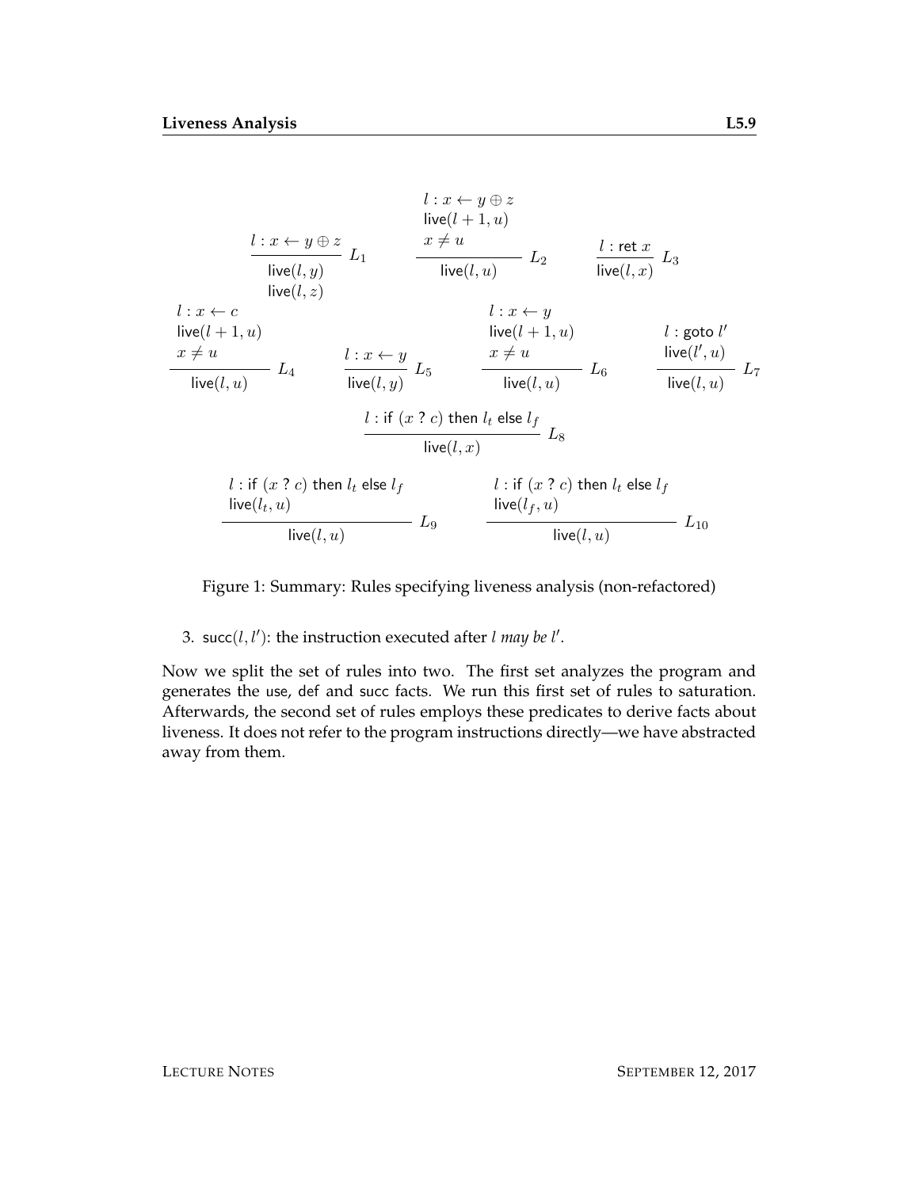$$\frac{l : x \leftarrow y \oplus z}{\begin{array}{c}\mathsf{live}(l, y)\\ \mathsf{live}(l, z)\end{array}}\ L_1 \qquad \frac{\begin{array}{l}l : x \leftarrow y \oplus z\\ \mathsf{live}(l+1, u)\\ x \neq u\end{array}}{\mathsf{live}(l, u)}\ L_2 \qquad \frac{l : \mathsf{ret}\ x}{\mathsf{live}(l, x)}\ L_3$$

$$\frac{\begin{array}{l}l : x \leftarrow c\\ \mathsf{live}(l+1, u)\\ x \neq u\end{array}}{\mathsf{live}(l, u)}\ L_4 \qquad \frac{l : x \leftarrow y}{\mathsf{live}(l, y)}\ L_5 \qquad \frac{\begin{array}{l}l : x \leftarrow y\\ \mathsf{live}(l+1, u)\\ x \neq u\end{array}}{\mathsf{live}(l, u)}\ L_6 \qquad \frac{\begin{array}{l}l : \mathsf{goto}\ l'\\ \mathsf{live}(l', u)\end{array}}{\mathsf{live}(l, u)}\ L_7$$

$$\frac{l : \mathsf{if}\ (x\ ?\ c)\ \mathsf{then}\ l_t\ \mathsf{else}\ l_f}{\mathsf{live}(l, x)}\ L_8$$

$$\frac{\begin{array}{l}l : \mathsf{if}\ (x\ ?\ c)\ \mathsf{then}\ l_t\ \mathsf{else}\ l_f\\ \mathsf{live}(l_t, u)\end{array}}{\mathsf{live}(l, u)}\ L_9 \qquad \frac{\begin{array}{l}l : \mathsf{if}\ (x\ ?\ c)\ \mathsf{then}\ l_t\ \mathsf{else}\ l_f\\ \mathsf{live}(l_f, u)\end{array}}{\mathsf{live}(l, u)}\ L_{10}$$

Figure 1: Summary: Rules specifying liveness analysis (non-refactored)

3. $\mathsf{succ}(l, l')$: the instruction executed after $l$ *may be* $l'$.

Now we split the set of rules into two. The first set analyzes the program and generates the use, def and succ facts. We run this first set of rules to saturation. Afterwards, the second set of rules employs these predicates to derive facts about liveness. It does not refer to the program instructions directly—we have abstracted away from them.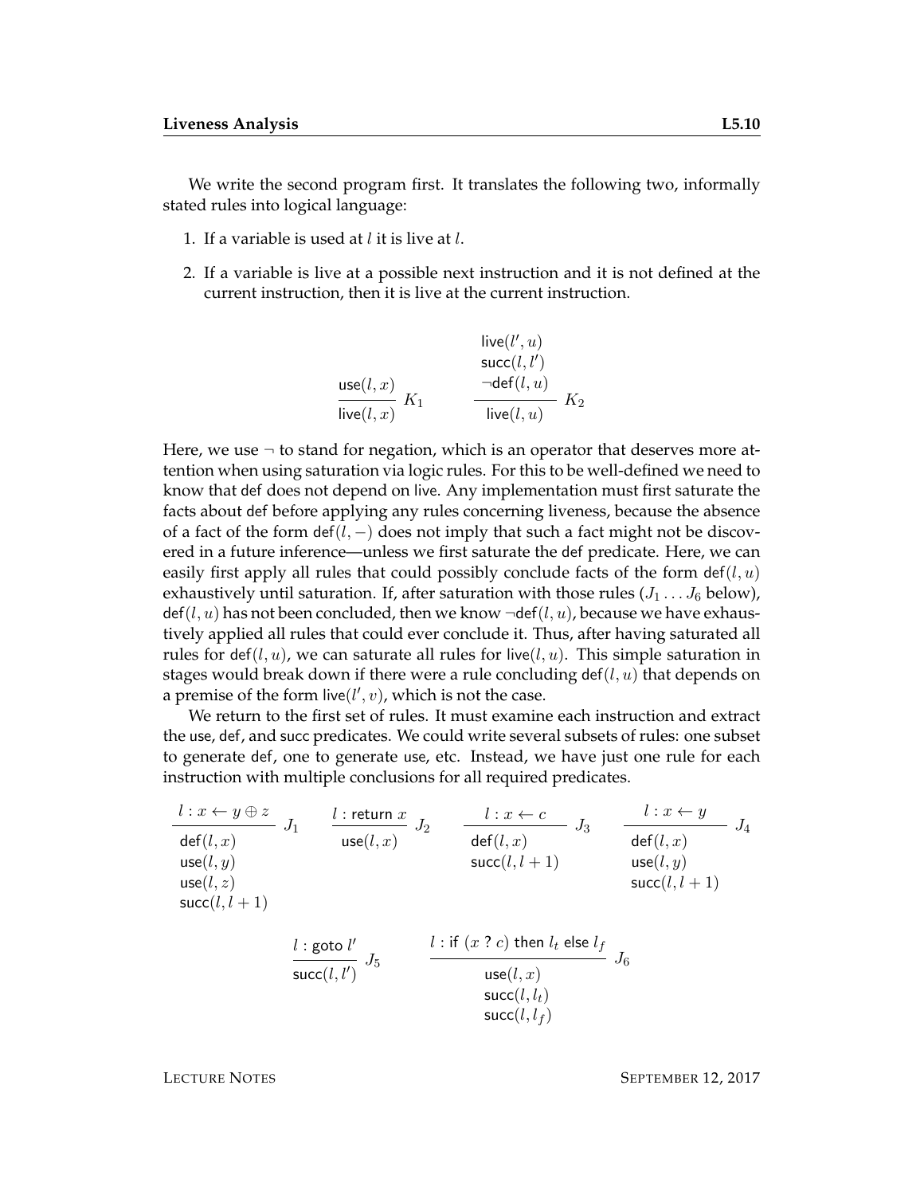We write the second program first. It translates the following two, informally stated rules into logical language:

1. If a variable is used at $l$ it is live at $l$.
2. If a variable is live at a possible next instruction and it is not defined at the current instruction, then it is live at the current instruction.

$$\frac{\mathsf{use}(l, x)}{\mathsf{live}(l, x)}\ K_1 \qquad \frac{\begin{array}{c}\mathsf{live}(l', u)\\ \mathsf{succ}(l, l')\\ \neg\mathsf{def}(l, u)\end{array}}{\mathsf{live}(l, u)}\ K_2$$

Here, we use $\neg$ to stand for negation, which is an operator that deserves more attention when using saturation via logic rules. For this to be well-defined we need to know that def does not depend on live. Any implementation must first saturate the facts about def before applying any rules concerning liveness, because the absence of a fact of the form $\mathsf{def}(l, -)$ does not imply that such a fact might not be discovered in a future inference—unless we first saturate the def predicate. Here, we can easily first apply all rules that could possibly conclude facts of the form $\mathsf{def}(l, u)$ exhaustively until saturation. If, after saturation with those rules ($J_1 \ldots J_6$ below), $\mathsf{def}(l, u)$ has not been concluded, then we know $\neg\mathsf{def}(l, u)$, because we have exhaustively applied all rules that could ever conclude it. Thus, after having saturated all rules for $\mathsf{def}(l, u)$, we can saturate all rules for $\mathsf{live}(l, u)$. This simple saturation in stages would break down if there were a rule concluding $\mathsf{def}(l, u)$ that depends on a premise of the form $\mathsf{live}(l', v)$, which is not the case.

We return to the first set of rules. It must examine each instruction and extract the use, def, and succ predicates. We could write several subsets of rules: one subset to generate def, one to generate use, etc. Instead, we have just one rule for each instruction with multiple conclusions for all required predicates.

$$\frac{l : x \leftarrow y \oplus z}{\begin{array}{l}\mathsf{def}(l, x)\\ \mathsf{use}(l, y)\\ \mathsf{use}(l, z)\\ \mathsf{succ}(l, l+1)\end{array}}\ J_1 \qquad \frac{l : \mathsf{return}\ x}{\mathsf{use}(l, x)}\ J_2 \qquad \frac{l : x \leftarrow c}{\begin{array}{l}\mathsf{def}(l, x)\\ \mathsf{succ}(l, l+1)\end{array}}\ J_3 \qquad \frac{l : x \leftarrow y}{\begin{array}{l}\mathsf{def}(l, x)\\ \mathsf{use}(l, y)\\ \mathsf{succ}(l, l+1)\end{array}}\ J_4$$

$$\frac{l : \mathsf{goto}\ l'}{\mathsf{succ}(l, l')}\ J_5 \qquad \frac{l : \mathsf{if}\ (x\ ?\ c)\ \mathsf{then}\ l_t\ \mathsf{else}\ l_f}{\begin{array}{l}\mathsf{use}(l, x)\\ \mathsf{succ}(l, l_t)\\ \mathsf{succ}(l, l_f)\end{array}}\ J_6$$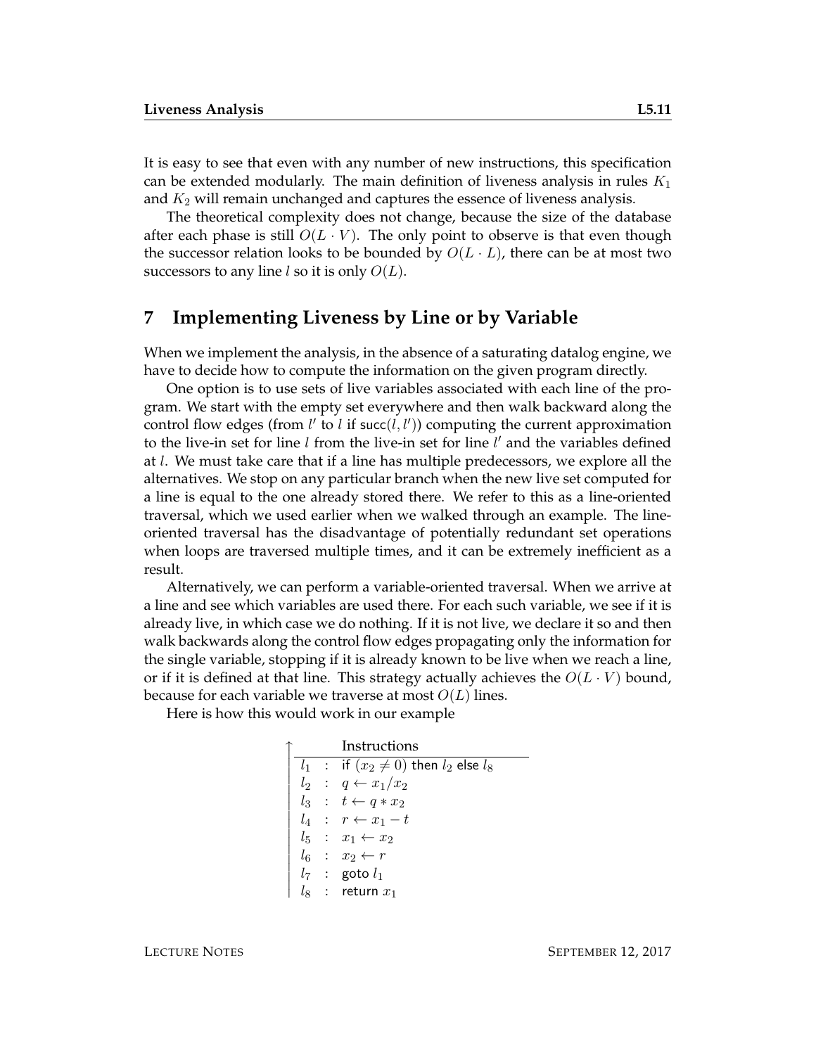It is easy to see that even with any number of new instructions, this specification can be extended modularly. The main definition of liveness analysis in rules $K_1$ and $K_2$ will remain unchanged and captures the essence of liveness analysis.

The theoretical complexity does not change, because the size of the database after each phase is still $O(L \cdot V)$. The only point to observe is that even though the successor relation looks to be bounded by $O(L \cdot L)$, there can be at most two successors to any line $l$ so it is only $O(L)$.

## 7 Implementing Liveness by Line or by Variable

When we implement the analysis, in the absence of a saturating datalog engine, we have to decide how to compute the information on the given program directly.

One option is to use sets of live variables associated with each line of the program. We start with the empty set everywhere and then walk backward along the control flow edges (from $l'$ to $l$ if $\mathsf{succ}(l, l')$) computing the current approximation to the live-in set for line $l$ from the live-in set for line $l'$ and the variables defined at $l$. We must take care that if a line has multiple predecessors, we explore all the alternatives. We stop on any particular branch when the new live set computed for a line is equal to the one already stored there. We refer to this as a line-oriented traversal, which we used earlier when we walked through an example. The line-oriented traversal has the disadvantage of potentially redundant set operations when loops are traversed multiple times, and it can be extremely inefficient as a result.

Alternatively, we can perform a variable-oriented traversal. When we arrive at a line and see which variables are used there. For each such variable, we see if it is already live, in which case we do nothing. If it is not live, we declare it so and then walk backwards along the control flow edges propagating only the information for the single variable, stopping if it is already known to be live when we reach a line, or if it is defined at that line. This strategy actually achieves the $O(L \cdot V)$ bound, because for each variable we traverse at most $O(L)$ lines.

Here is how this would work in our example

| ↑ | | | Instructions |
|---|---|---|---|
| | $l_1$ | : | if $(x_2 \neq 0)$ then $l_2$ else $l_8$ |
| | $l_2$ | : | $q \leftarrow x_1 / x_2$ |
| | $l_3$ | : | $t \leftarrow q * x_2$ |
| | $l_4$ | : | $r \leftarrow x_1 - t$ |
| | $l_5$ | : | $x_1 \leftarrow x_2$ |
| | $l_6$ | : | $x_2 \leftarrow r$ |
| | $l_7$ | : | goto $l_1$ |
| | $l_8$ | : | return $x_1$ |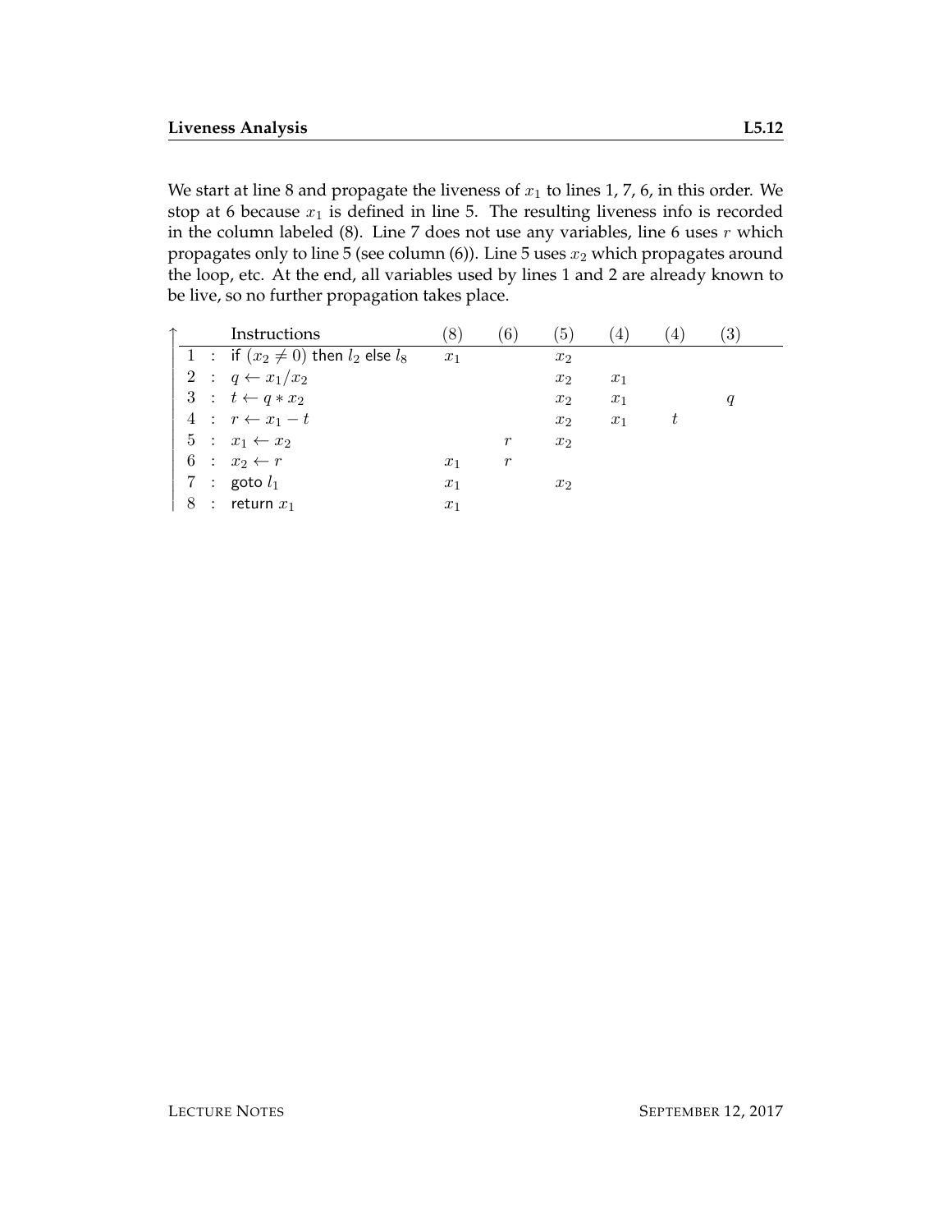We start at line 8 and propagate the liveness of $x_1$ to lines 1, 7, 6, in this order. We stop at 6 because $x_1$ is defined in line 5. The resulting liveness info is recorded in the column labeled (8). Line 7 does not use any variables, line 6 uses $r$ which propagates only to line 5 (see column (6)). Line 5 uses $x_2$ which propagates around the loop, etc. At the end, all variables used by lines 1 and 2 are already known to be live, so no further propagation takes place.

| ↑ | Instructions | (8) | (6) | (5) | (4) | (4) | (3) |
|---|---|---|---|---|---|---|---|
| 1 | : if $(x_2 \neq 0)$ then $l_2$ else $l_8$ | $x_1$ | | $x_2$ | | | |
| 2 | : $q \leftarrow x_1 / x_2$ | | | $x_2$ | $x_1$ | | |
| 3 | : $t \leftarrow q * x_2$ | | | $x_2$ | $x_1$ | | $q$ |
| 4 | : $r \leftarrow x_1 - t$ | | | $x_2$ | $x_1$ | $t$ | |
| 5 | : $x_1 \leftarrow x_2$ | | $r$ | $x_2$ | | | |
| 6 | : $x_2 \leftarrow r$ | $x_1$ | $r$ | | | | |
| 7 | : goto $l_1$ | $x_1$ | | $x_2$ | | | |
| 8 | : return $x_1$ | $x_1$ | | | | | |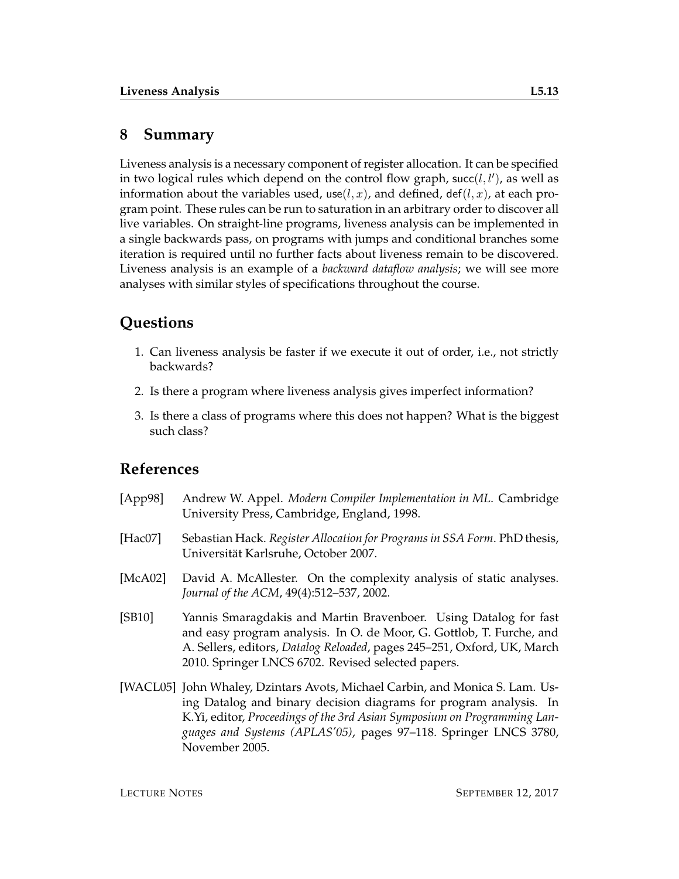## 8 Summary

Liveness analysis is a necessary component of register allocation. It can be specified in two logical rules which depend on the control flow graph, $\mathsf{succ}(l, l')$, as well as information about the variables used, $\mathsf{use}(l, x)$, and defined, $\mathsf{def}(l, x)$, at each program point. These rules can be run to saturation in an arbitrary order to discover all live variables. On straight-line programs, liveness analysis can be implemented in a single backwards pass, on programs with jumps and conditional branches some iteration is required until no further facts about liveness remain to be discovered. Liveness analysis is an example of a *backward dataflow analysis*; we will see more analyses with similar styles of specifications throughout the course.

## Questions

1. Can liveness analysis be faster if we execute it out of order, i.e., not strictly backwards?
2. Is there a program where liveness analysis gives imperfect information?
3. Is there a class of programs where this does not happen? What is the biggest such class?

## References

[App98] Andrew W. Appel. *Modern Compiler Implementation in ML*. Cambridge University Press, Cambridge, England, 1998.

[Hac07] Sebastian Hack. *Register Allocation for Programs in SSA Form*. PhD thesis, Universität Karlsruhe, October 2007.

[McA02] David A. McAllester. On the complexity analysis of static analyses. *Journal of the ACM*, 49(4):512–537, 2002.

[SB10] Yannis Smaragdakis and Martin Bravenboer. Using Datalog for fast and easy program analysis. In O. de Moor, G. Gottlob, T. Furche, and A. Sellers, editors, *Datalog Reloaded*, pages 245–251, Oxford, UK, March 2010. Springer LNCS 6702. Revised selected papers.

[WACL05] John Whaley, Dzintars Avots, Michael Carbin, and Monica S. Lam. Using Datalog and binary decision diagrams for program analysis. In K.Yi, editor, *Proceedings of the 3rd Asian Symposium on Programming Languages and Systems (APLAS'05)*, pages 97–118. Springer LNCS 3780, November 2005.